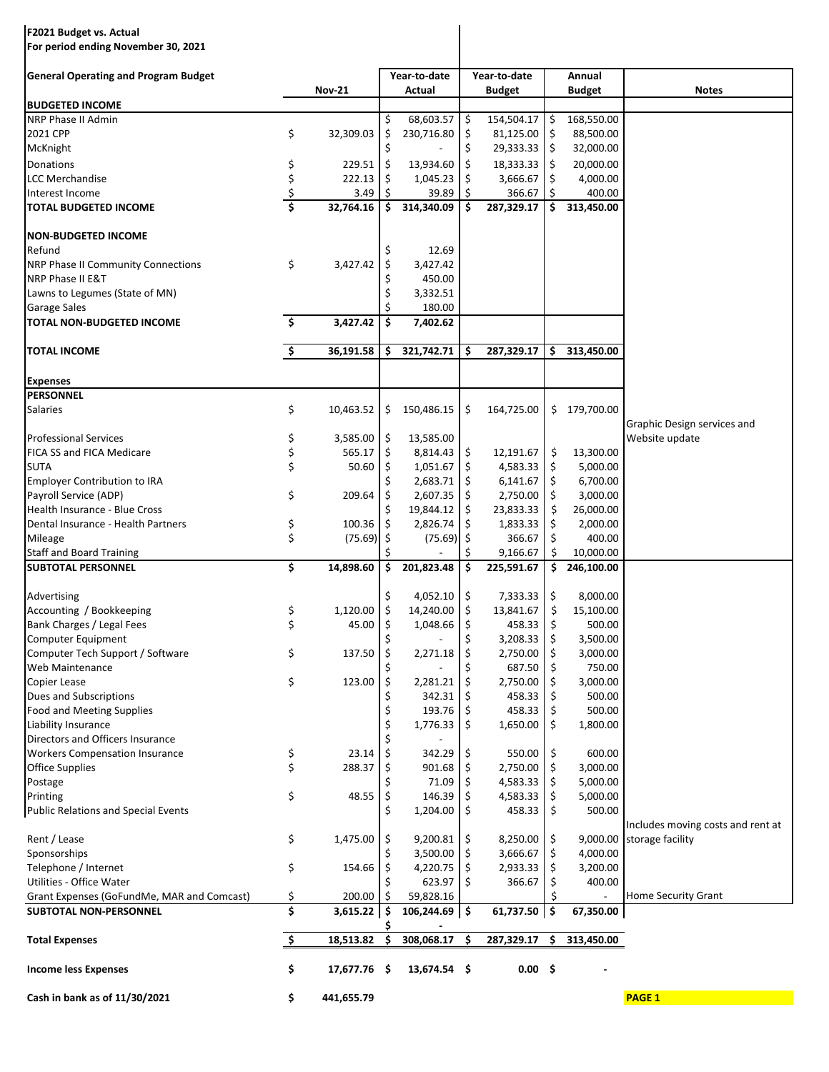**F2021 Budget vs. Actual**
**For period ending November 30, 2021**

| General Operating and Program Budget | Nov-21 | Year-to-date Actual | Year-to-date Budget | Annual Budget | Notes |
|---|---|---|---|---|---|
| **BUDGETED INCOME** | | | | | |
| NRP Phase II Admin | | $ 68,603.57 | $ 154,504.17 | $ 168,550.00 | |
| 2021 CPP | $ 32,309.03 | $ 230,716.80 | $ 81,125.00 | $ 88,500.00 | |
| McKnight | | $ - | $ 29,333.33 | $ 32,000.00 | |
| Donations | $ 229.51 | $ 13,934.60 | $ 18,333.33 | $ 20,000.00 | |
| LCC Merchandise | $ 222.13 | $ 1,045.23 | $ 3,666.67 | $ 4,000.00 | |
| Interest Income | $ 3.49 | $ 39.89 | $ 366.67 | $ 400.00 | |
| **TOTAL BUDGETED INCOME** | **$ 32,764.16** | **$ 314,340.09** | **$ 287,329.17** | **$ 313,450.00** | |
| | | | | | |
| **NON-BUDGETED INCOME** | | | | | |
| Refund | | $ 12.69 | | | |
| NRP Phase II Community Connections | $ 3,427.42 | $ 3,427.42 | | | |
| NRP Phase II E&T | | $ 450.00 | | | |
| Lawns to Legumes (State of MN) | | $ 3,332.51 | | | |
| Garage Sales | | $ 180.00 | | | |
| **TOTAL NON-BUDGETED INCOME** | **$ 3,427.42** | **$ 7,402.62** | | | |
| | | | | | |
| **TOTAL INCOME** | **$ 36,191.58** | **$ 321,742.71** | **$ 287,329.17** | **$ 313,450.00** | |
| | | | | | |
| **Expenses** | | | | | |
| **PERSONNEL** | | | | | |
| Salaries | $ 10,463.52 | $ 150,486.15 | $ 164,725.00 | $ 179,700.00 | |
| Professional Services | $ 3,585.00 | $ 13,585.00 | | | Graphic Design services and Website update |
| FICA SS and FICA Medicare | $ 565.17 | $ 8,814.43 | $ 12,191.67 | $ 13,300.00 | |
| SUTA | $ 50.60 | $ 1,051.67 | $ 4,583.33 | $ 5,000.00 | |
| Employer Contribution to IRA | | $ 2,683.71 | $ 6,141.67 | $ 6,700.00 | |
| Payroll Service (ADP) | $ 209.64 | $ 2,607.35 | $ 2,750.00 | $ 3,000.00 | |
| Health Insurance - Blue Cross | | $ 19,844.12 | $ 23,833.33 | $ 26,000.00 | |
| Dental Insurance - Health Partners | $ 100.36 | $ 2,826.74 | $ 1,833.33 | $ 2,000.00 | |
| Mileage | $ (75.69) | $ (75.69) | $ 366.67 | $ 400.00 | |
| Staff and Board Training | | $ - | $ 9,166.67 | $ 10,000.00 | |
| **SUBTOTAL PERSONNEL** | **$ 14,898.60** | **$ 201,823.48** | **$ 225,591.67** | **$ 246,100.00** | |
| | | | | | |
| Advertising | | $ 4,052.10 | $ 7,333.33 | $ 8,000.00 | |
| Accounting / Bookkeeping | $ 1,120.00 | $ 14,240.00 | $ 13,841.67 | $ 15,100.00 | |
| Bank Charges / Legal Fees | $ 45.00 | $ 1,048.66 | $ 458.33 | $ 500.00 | |
| Computer Equipment | | $ - | $ 3,208.33 | $ 3,500.00 | |
| Computer Tech Support / Software | $ 137.50 | $ 2,271.18 | $ 2,750.00 | $ 3,000.00 | |
| Web Maintenance | | $ - | $ 687.50 | $ 750.00 | |
| Copier Lease | $ 123.00 | $ 2,281.21 | $ 2,750.00 | $ 3,000.00 | |
| Dues and Subscriptions | | $ 342.31 | $ 458.33 | $ 500.00 | |
| Food and Meeting Supplies | | $ 193.76 | $ 458.33 | $ 500.00 | |
| Liability Insurance | | $ 1,776.33 | $ 1,650.00 | $ 1,800.00 | |
| Directors and Officers Insurance | | $ - | | | |
| Workers Compensation Insurance | $ 23.14 | $ 342.29 | $ 550.00 | $ 600.00 | |
| Office Supplies | $ 288.37 | $ 901.68 | $ 2,750.00 | $ 3,000.00 | |
| Postage | | $ 71.09 | $ 4,583.33 | $ 5,000.00 | |
| Printing | $ 48.55 | $ 146.39 | $ 4,583.33 | $ 5,000.00 | |
| Public Relations and Special Events | | $ 1,204.00 | $ 458.33 | $ 500.00 | |
| Rent / Lease | $ 1,475.00 | $ 9,200.81 | $ 8,250.00 | $ 9,000.00 | Includes moving costs and rent at storage facility |
| Sponsorships | | $ 3,500.00 | $ 3,666.67 | $ 4,000.00 | |
| Telephone / Internet | $ 154.66 | $ 4,220.75 | $ 2,933.33 | $ 3,200.00 | |
| Utilities - Office Water | | $ 623.97 | $ 366.67 | $ 400.00 | |
| Grant Expenses (GoFundMe, MAR and Comcast) | $ 200.00 | $ 59,828.16 | | $ - | Home Security Grant |
| **SUBTOTAL NON-PERSONNEL** | **$ 3,615.22** | **$ 106,244.69** | **$ 61,737.50** | **$ 67,350.00** | |
| | | $ - | | | |
| **Total Expenses** | **$ 18,513.82** | **$ 308,068.17** | **$ 287,329.17** | **$ 313,450.00** | |
| | | | | | |
| **Income less Expenses** | **$ 17,677.76** | **$ 13,674.54** | **$ 0.00** | **$ -** | |
| | | | | | |
| **Cash in bank as of 11/30/2021** | **$ 441,655.79** | | | | |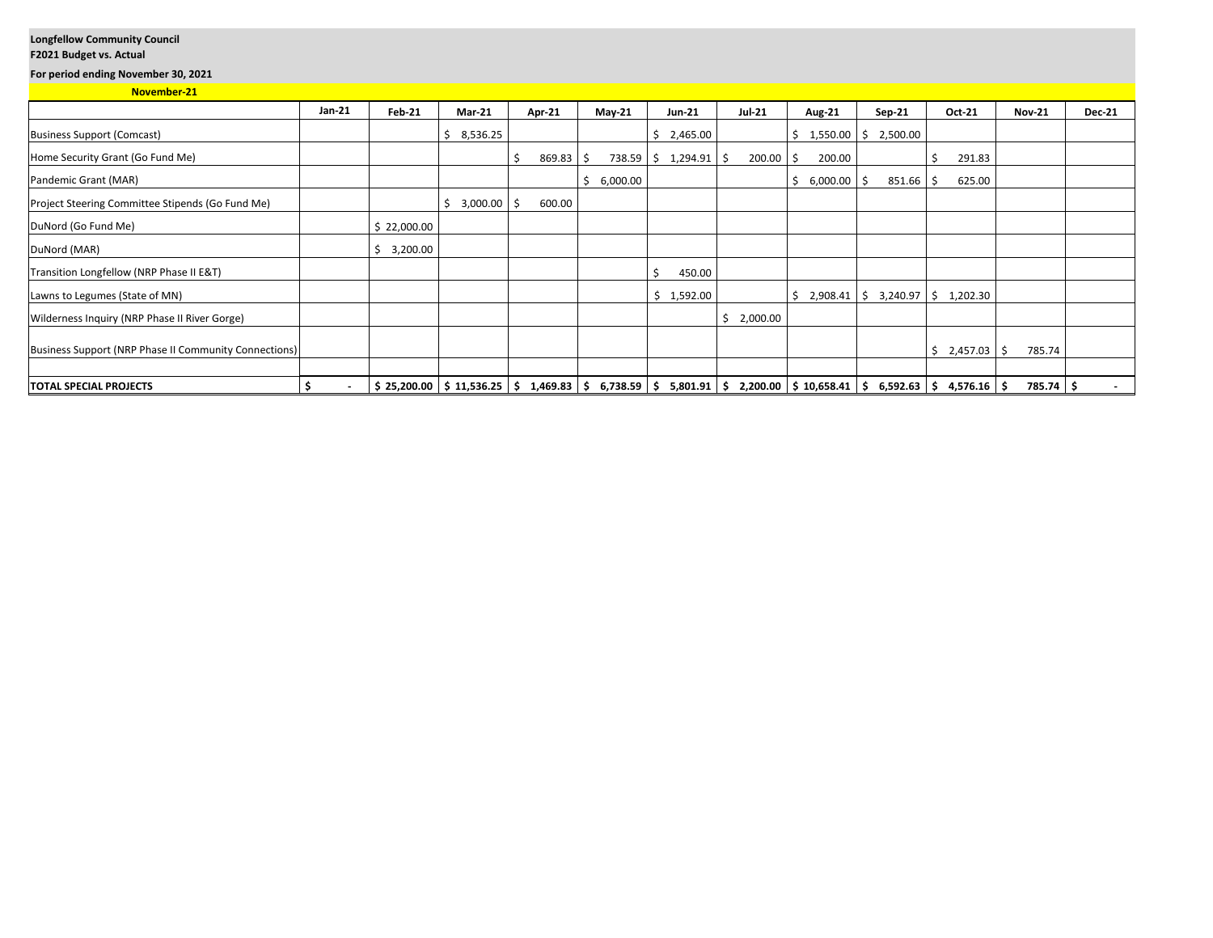**Longfellow Community Council**

**F2021 Budget vs. Actual**

**For period ending November 30, 2021**

**November-21**

| | Jan-21 | Feb-21 | Mar-21 | Apr-21 | May-21 | Jun-21 | Jul-21 | Aug-21 | Sep-21 | Oct-21 | Nov-21 | Dec-21 |
|---|---|---|---|---|---|---|---|---|---|---|---|---|
| Business Support (Comcast) | | | $ 8,536.25 | | | $ 2,465.00 | | $ 1,550.00 | $ 2,500.00 | | | |
| Home Security Grant (Go Fund Me) | | | | $ 869.83 | $ 738.59 | $ 1,294.91 | $ 200.00 | $ 200.00 | | $ 291.83 | | |
| Pandemic Grant (MAR) | | | | | $ 6,000.00 | | | $ 6,000.00 | $ 851.66 | $ 625.00 | | |
| Project Steering Committee Stipends (Go Fund Me) | | | $ 3,000.00 | $ 600.00 | | | | | | | | |
| DuNord (Go Fund Me) | | $ 22,000.00 | | | | | | | | | | |
| DuNord (MAR) | | $ 3,200.00 | | | | | | | | | | |
| Transition Longfellow (NRP Phase II E&T) | | | | | | $ 450.00 | | | | | | |
| Lawns to Legumes (State of MN) | | | | | | $ 1,592.00 | | $ 2,908.41 | $ 3,240.97 | $ 1,202.30 | | |
| Wilderness Inquiry (NRP Phase II River Gorge) | | | | | | | $ 2,000.00 | | | | | |
| Business Support (NRP Phase II Community Connections) | | | | | | | | | | $ 2,457.03 | $ 785.74 | |
| | | | | | | | | | | | | |
| **TOTAL SPECIAL PROJECTS** | **$ -** | **$ 25,200.00** | **$ 11,536.25** | **$ 1,469.83** | **$ 6,738.59** | **$ 5,801.91** | **$ 2,200.00** | **$ 10,658.41** | **$ 6,592.63** | **$ 4,576.16** | **$ 785.74** | **$ -** |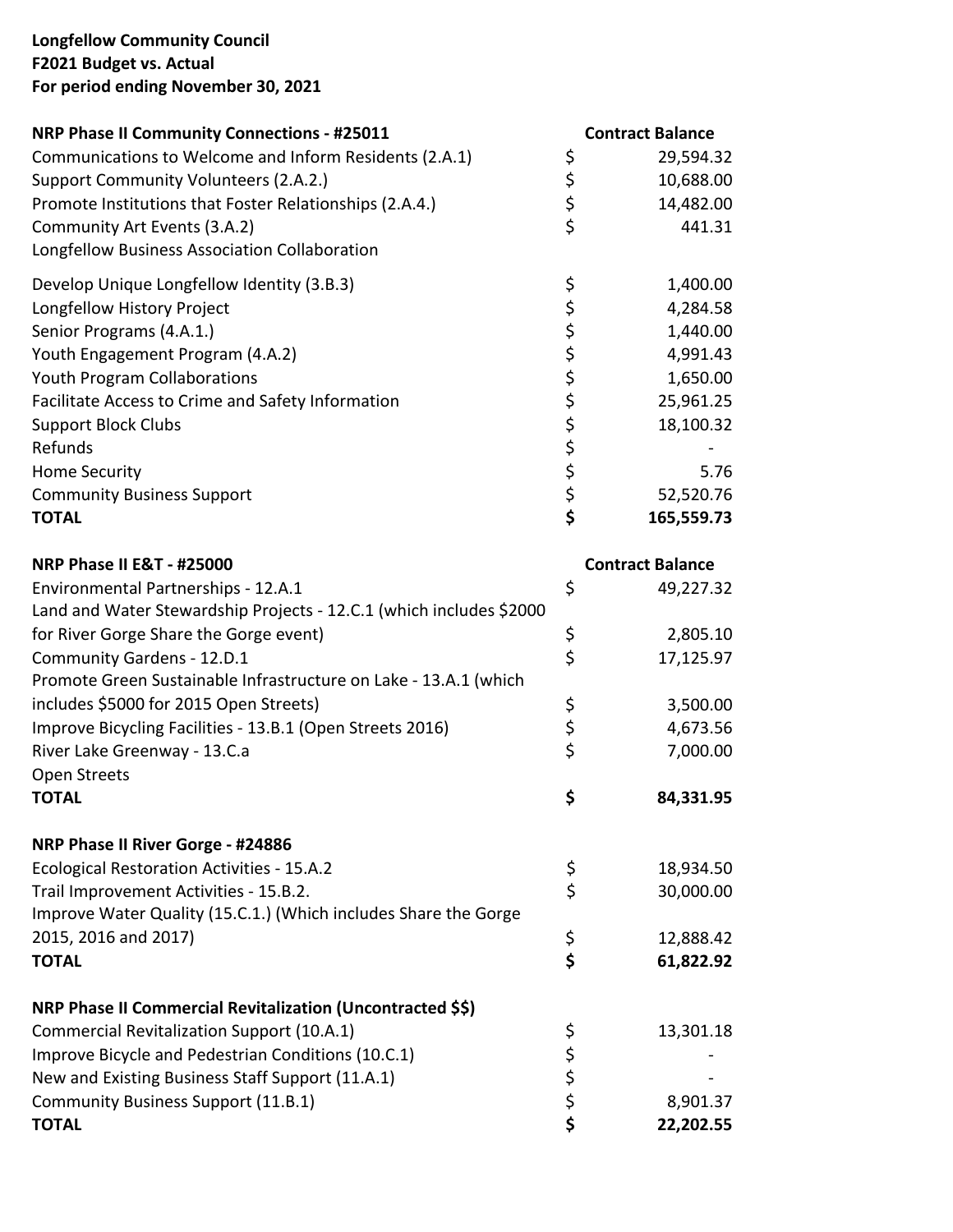**Longfellow Community Council**
**F2021 Budget vs. Actual**
**For period ending November 30, 2021**

| **NRP Phase II Community Connections - #25011** | **Contract Balance** |
|---|---|
| Communications to Welcome and Inform Residents (2.A.1) | $ 29,594.32 |
| Support Community Volunteers (2.A.2.) | $ 10,688.00 |
| Promote Institutions that Foster Relationships (2.A.4.) | $ 14,482.00 |
| Community Art Events (3.A.2) | $ 441.31 |
| Longfellow Business Association Collaboration | |
| Develop Unique Longfellow Identity (3.B.3) | $ 1,400.00 |
| Longfellow History Project | $ 4,284.58 |
| Senior Programs (4.A.1.) | $ 1,440.00 |
| Youth Engagement Program (4.A.2) | $ 4,991.43 |
| Youth Program Collaborations | $ 1,650.00 |
| Facilitate Access to Crime and Safety Information | $ 25,961.25 |
| Support Block Clubs | $ 18,100.32 |
| Refunds | $ - |
| Home Security | $ 5.76 |
| Community Business Support | $ 52,520.76 |
| **TOTAL** | **$ 165,559.73** |

| **NRP Phase II E&T - #25000** | **Contract Balance** |
|---|---|
| Environmental Partnerships - 12.A.1 | $ 49,227.32 |
| Land and Water Stewardship Projects - 12.C.1 (which includes $2000 for River Gorge Share the Gorge event) | $ 2,805.10 |
| Community Gardens - 12.D.1 | $ 17,125.97 |
| Promote Green Sustainable Infrastructure on Lake - 13.A.1 (which includes $5000 for 2015 Open Streets) | $ 3,500.00 |
| Improve Bicycling Facilities - 13.B.1 (Open Streets 2016) | $ 4,673.56 |
| River Lake Greenway - 13.C.a | $ 7,000.00 |
| Open Streets | |
| **TOTAL** | **$ 84,331.95** |

| **NRP Phase II River Gorge - #24886** | |
|---|---|
| Ecological Restoration Activities - 15.A.2 | $ 18,934.50 |
| Trail Improvement Activities - 15.B.2. | $ 30,000.00 |
| Improve Water Quality (15.C.1.) (Which includes Share the Gorge 2015, 2016 and 2017) | $ 12,888.42 |
| **TOTAL** | **$ 61,822.92** |

| **NRP Phase II Commercial Revitalization (Uncontracted $$)** | |
|---|---|
| Commercial Revitalization Support (10.A.1) | $ 13,301.18 |
| Improve Bicycle and Pedestrian Conditions (10.C.1) | $ - |
| New and Existing Business Staff Support (11.A.1) | $ - |
| Community Business Support (11.B.1) | $ 8,901.37 |
| **TOTAL** | **$ 22,202.55** |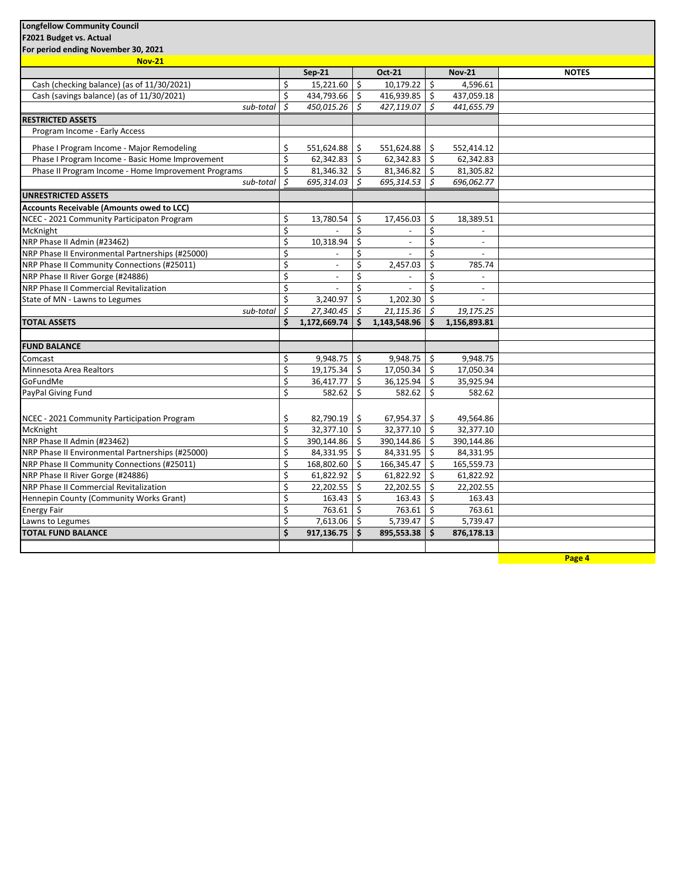**Longfellow Community Council**
**F2021 Budget vs. Actual**
**For period ending November 30, 2021**
**Nov-21**

| | Sep-21 | Oct-21 | Nov-21 | NOTES |
|---|---|---|---|---|
| Cash (checking balance) (as of 11/30/2021) | $ 15,221.60 | $ 10,179.22 | $ 4,596.61 | |
| Cash (savings balance) (as of 11/30/2021) | $ 434,793.66 | $ 416,939.85 | $ 437,059.18 | |
| *sub-total* | *$ 450,015.26* | *$ 427,119.07* | *$ 441,655.79* | |
| **RESTRICTED ASSETS** | | | | |
| Program Income - Early Access | | | | |
| Phase I Program Income - Major Remodeling | $ 551,624.88 | $ 551,624.88 | $ 552,414.12 | |
| Phase I Program Income - Basic Home Improvement | $ 62,342.83 | $ 62,342.83 | $ 62,342.83 | |
| Phase II Program Income - Home Improvement Programs | $ 81,346.32 | $ 81,346.82 | $ 81,305.82 | |
| *sub-total* | *$ 695,314.03* | *$ 695,314.53* | *$ 696,062.77* | |
| **UNRESTRICTED ASSETS** | | | | |
| **Accounts Receivable (Amounts owed to LCC)** | | | | |
| NCEC - 2021 Community Participaton Program | $ 13,780.54 | $ 17,456.03 | $ 18,389.51 | |
| McKnight | $ - | $ - | $ - | |
| NRP Phase II Admin (#23462) | $ 10,318.94 | $ - | $ - | |
| NRP Phase II Environmental Partnerships (#25000) | $ - | $ - | $ - | |
| NRP Phase II Community Connections (#25011) | $ - | $ 2,457.03 | $ 785.74 | |
| NRP Phase II River Gorge (#24886) | $ - | $ - | $ - | |
| NRP Phase II Commercial Revitalization | $ - | $ - | $ - | |
| State of MN - Lawns to Legumes | $ 3,240.97 | $ 1,202.30 | $ - | |
| *sub-total* | *$ 27,340.45* | *$ 21,115.36* | *$ 19,175.25* | |
| **TOTAL ASSETS** | **$ 1,172,669.74** | **$ 1,143,548.96** | **$ 1,156,893.81** | |
| | | | | |
| **FUND BALANCE** | | | | |
| Comcast | $ 9,948.75 | $ 9,948.75 | $ 9,948.75 | |
| Minnesota Area Realtors | $ 19,175.34 | $ 17,050.34 | $ 17,050.34 | |
| GoFundMe | $ 36,417.77 | $ 36,125.94 | $ 35,925.94 | |
| PayPal Giving Fund | $ 582.62 | $ 582.62 | $ 582.62 | |
| NCEC - 2021 Community Participation Program | $ 82,790.19 | $ 67,954.37 | $ 49,564.86 | |
| McKnight | $ 32,377.10 | $ 32,377.10 | $ 32,377.10 | |
| NRP Phase II Admin (#23462) | $ 390,144.86 | $ 390,144.86 | $ 390,144.86 | |
| NRP Phase II Environmental Partnerships (#25000) | $ 84,331.95 | $ 84,331.95 | $ 84,331.95 | |
| NRP Phase II Community Connections (#25011) | $ 168,802.60 | $ 166,345.47 | $ 165,559.73 | |
| NRP Phase II River Gorge (#24886) | $ 61,822.92 | $ 61,822.92 | $ 61,822.92 | |
| NRP Phase II Commercial Revitalization | $ 22,202.55 | $ 22,202.55 | $ 22,202.55 | |
| Hennepin County (Community Works Grant) | $ 163.43 | $ 163.43 | $ 163.43 | |
| Energy Fair | $ 763.61 | $ 763.61 | $ 763.61 | |
| Lawns to Legumes | $ 7,613.06 | $ 5,739.47 | $ 5,739.47 | |
| **TOTAL FUND BALANCE** | **$ 917,136.75** | **$ 895,553.38** | **$ 876,178.13** | |